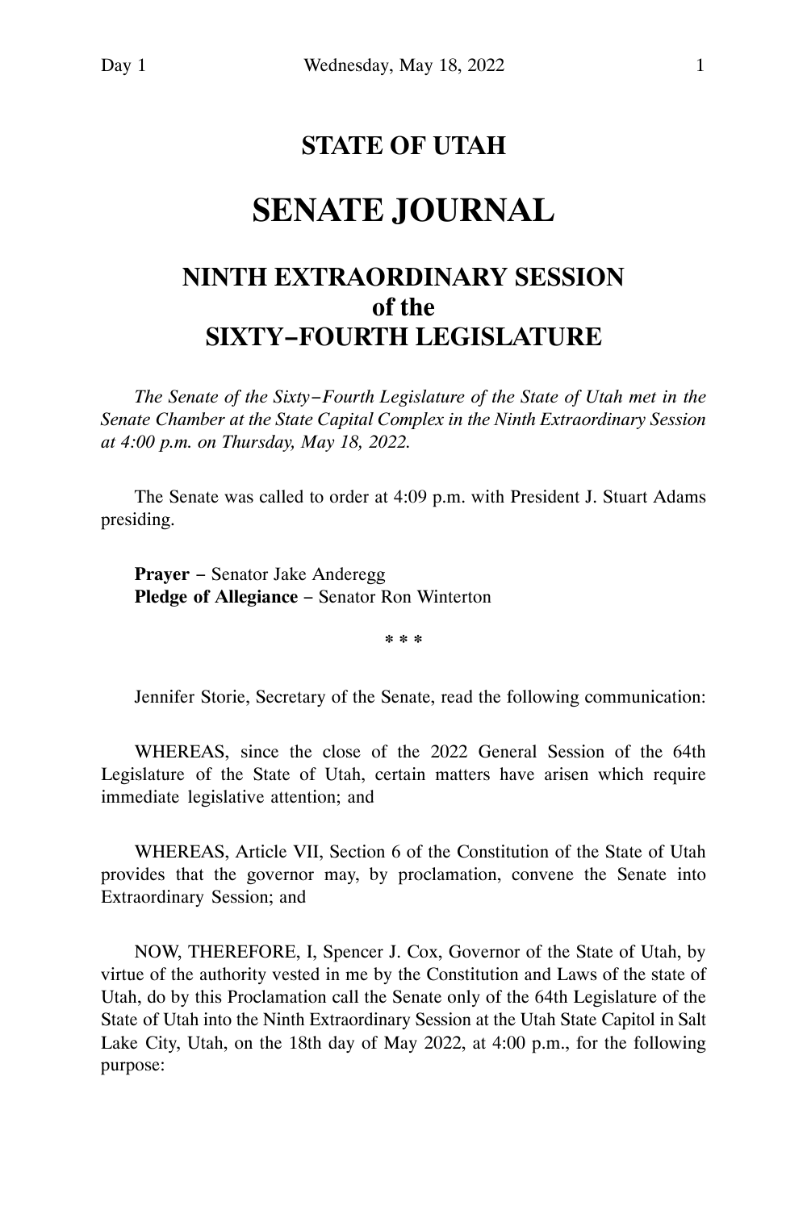# STATE OF UTAH

# SENATE JOURNAL

## NINTH EXTRAORDINARY SESSION of the SIXTY–FOURTH LEGISLATURE

*The Senate of the Sixty–Fourth Legislature of the State of Utah met in the Senate Chamber at the State Capital Complex in the Ninth Extraordinary Session at 4:00 p.m. on Thursday, May 18, 2022.*

The Senate was called to order at 4:09 p.m. with President J. Stuart Adams presiding.

**Prayer** – Senator Jake Anderegg
**Pledge of Allegiance** – Senator Ron Winterton

\* \* \*

Jennifer Storie, Secretary of the Senate, read the following communication:

WHEREAS, since the close of the 2022 General Session of the 64th Legislature of the State of Utah, certain matters have arisen which require immediate legislative attention; and

WHEREAS, Article VII, Section 6 of the Constitution of the State of Utah provides that the governor may, by proclamation, convene the Senate into Extraordinary Session; and

NOW, THEREFORE, I, Spencer J. Cox, Governor of the State of Utah, by virtue of the authority vested in me by the Constitution and Laws of the state of Utah, do by this Proclamation call the Senate only of the 64th Legislature of the State of Utah into the Ninth Extraordinary Session at the Utah State Capitol in Salt Lake City, Utah, on the 18th day of May 2022, at 4:00 p.m., for the following purpose: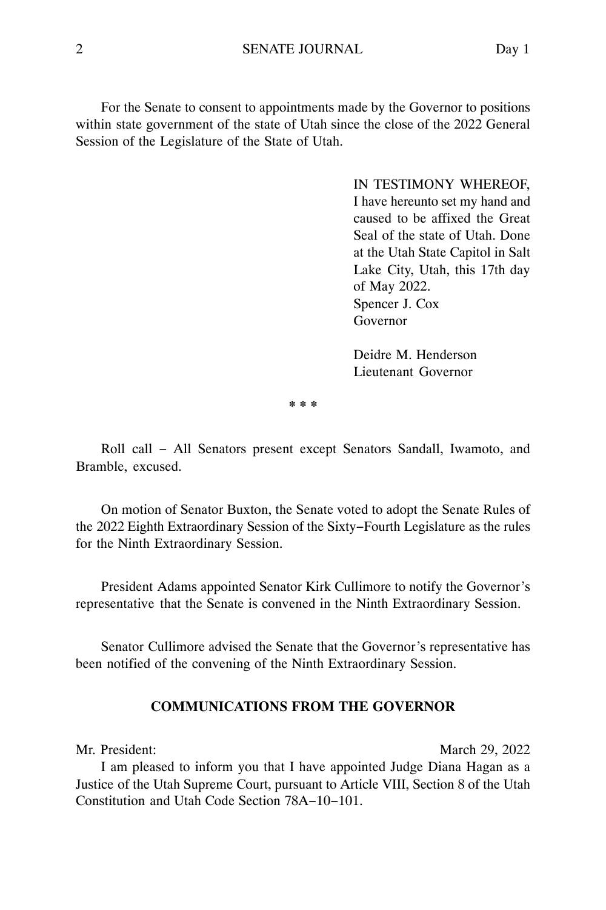For the Senate to consent to appointments made by the Governor to positions within state government of the state of Utah since the close of the 2022 General Session of the Legislature of the State of Utah.

IN TESTIMONY WHEREOF, I have hereunto set my hand and caused to be affixed the Great Seal of the state of Utah. Done at the Utah State Capitol in Salt Lake City, Utah, this 17th day of May 2022.
Spencer J. Cox
Governor

Deidre M. Henderson
Lieutenant Governor

\* \* \*

Roll call – All Senators present except Senators Sandall, Iwamoto, and Bramble, excused.

On motion of Senator Buxton, the Senate voted to adopt the Senate Rules of the 2022 Eighth Extraordinary Session of the Sixty–Fourth Legislature as the rules for the Ninth Extraordinary Session.

President Adams appointed Senator Kirk Cullimore to notify the Governor's representative that the Senate is convened in the Ninth Extraordinary Session.

Senator Cullimore advised the Senate that the Governor's representative has been notified of the convening of the Ninth Extraordinary Session.

## COMMUNICATIONS FROM THE GOVERNOR

Mr. President: March 29, 2022

I am pleased to inform you that I have appointed Judge Diana Hagan as a Justice of the Utah Supreme Court, pursuant to Article VIII, Section 8 of the Utah Constitution and Utah Code Section 78A–10–101.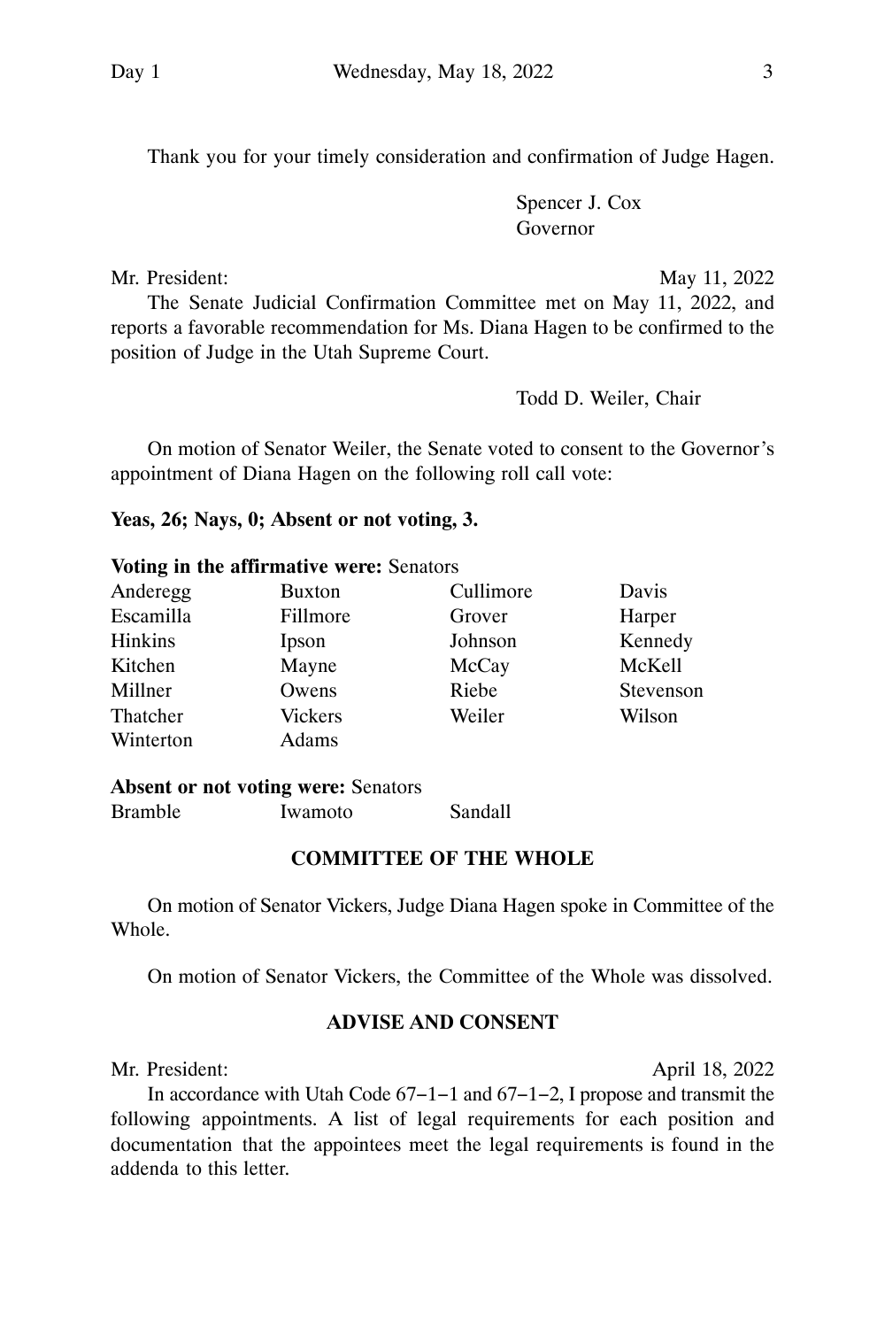Thank you for your timely consideration and confirmation of Judge Hagen.

Spencer J. Cox
Governor

Mr. President: May 11, 2022

The Senate Judicial Confirmation Committee met on May 11, 2022, and reports a favorable recommendation for Ms. Diana Hagen to be confirmed to the position of Judge in the Utah Supreme Court.

Todd D. Weiler, Chair

On motion of Senator Weiler, the Senate voted to consent to the Governor's appointment of Diana Hagen on the following roll call vote:

**Yeas, 26; Nays, 0; Absent or not voting, 3.**

**Voting in the affirmative were:** Senators

| | | | |
|---|---|---|---|
| Anderegg | Buxton | Cullimore | Davis |
| Escamilla | Fillmore | Grover | Harper |
| Hinkins | Ipson | Johnson | Kennedy |
| Kitchen | Mayne | McCay | McKell |
| Millner | Owens | Riebe | Stevenson |
| Thatcher | Vickers | Weiler | Wilson |
| Winterton | Adams | | |

**Absent or not voting were:** Senators

| | | |
|---|---|---|
| Bramble | Iwamoto | Sandall |

## COMMITTEE OF THE WHOLE

On motion of Senator Vickers, Judge Diana Hagen spoke in Committee of the Whole.

On motion of Senator Vickers, the Committee of the Whole was dissolved.

## ADVISE AND CONSENT

Mr. President: April 18, 2022

In accordance with Utah Code 67-1-1 and 67-1-2, I propose and transmit the following appointments. A list of legal requirements for each position and documentation that the appointees meet the legal requirements is found in the addenda to this letter.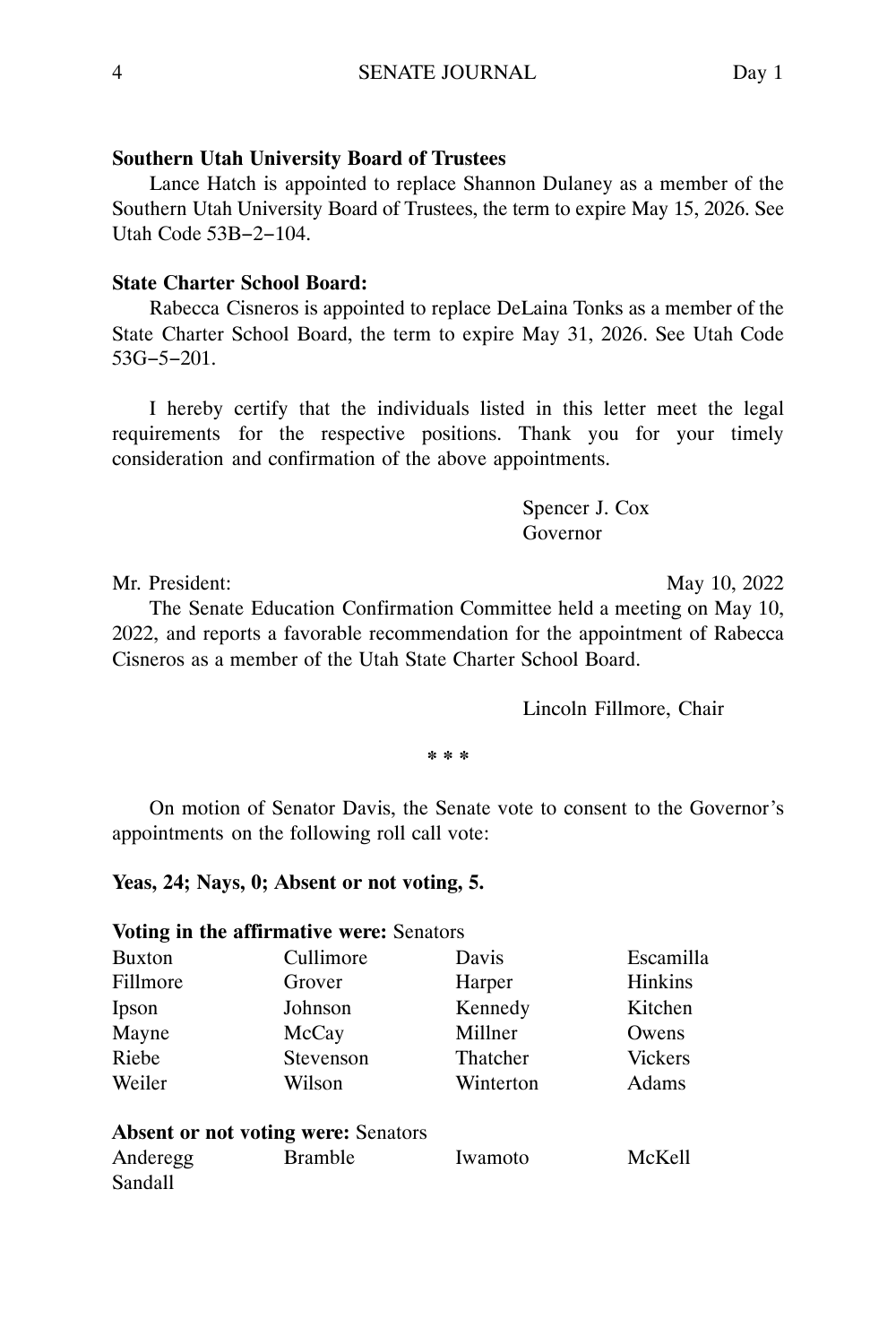**Southern Utah University Board of Trustees**

Lance Hatch is appointed to replace Shannon Dulaney as a member of the Southern Utah University Board of Trustees, the term to expire May 15, 2026. See Utah Code 53B‑2‑104.

**State Charter School Board:**

Rabecca Cisneros is appointed to replace DeLaina Tonks as a member of the State Charter School Board, the term to expire May 31, 2026. See Utah Code 53G‑5‑201.

I hereby certify that the individuals listed in this letter meet the legal requirements for the respective positions. Thank you for your timely consideration and confirmation of the above appointments.

Spencer J. Cox
Governor

Mr. President: May 10, 2022

The Senate Education Confirmation Committee held a meeting on May 10, 2022, and reports a favorable recommendation for the appointment of Rabecca Cisneros as a member of the Utah State Charter School Board.

Lincoln Fillmore, Chair

\* \* \*

On motion of Senator Davis, the Senate vote to consent to the Governor's appointments on the following roll call vote:

**Yeas, 24; Nays, 0; Absent or not voting, 5.**

**Voting in the affirmative were:** Senators

| | | | |
|---|---|---|---|
| Buxton | Cullimore | Davis | Escamilla |
| Fillmore | Grover | Harper | Hinkins |
| Ipson | Johnson | Kennedy | Kitchen |
| Mayne | McCay | Millner | Owens |
| Riebe | Stevenson | Thatcher | Vickers |
| Weiler | Wilson | Winterton | Adams |

**Absent or not voting were:** Senators

| | | | |
|---|---|---|---|
| Anderegg | Bramble | Iwamoto | McKell |
| Sandall | | | |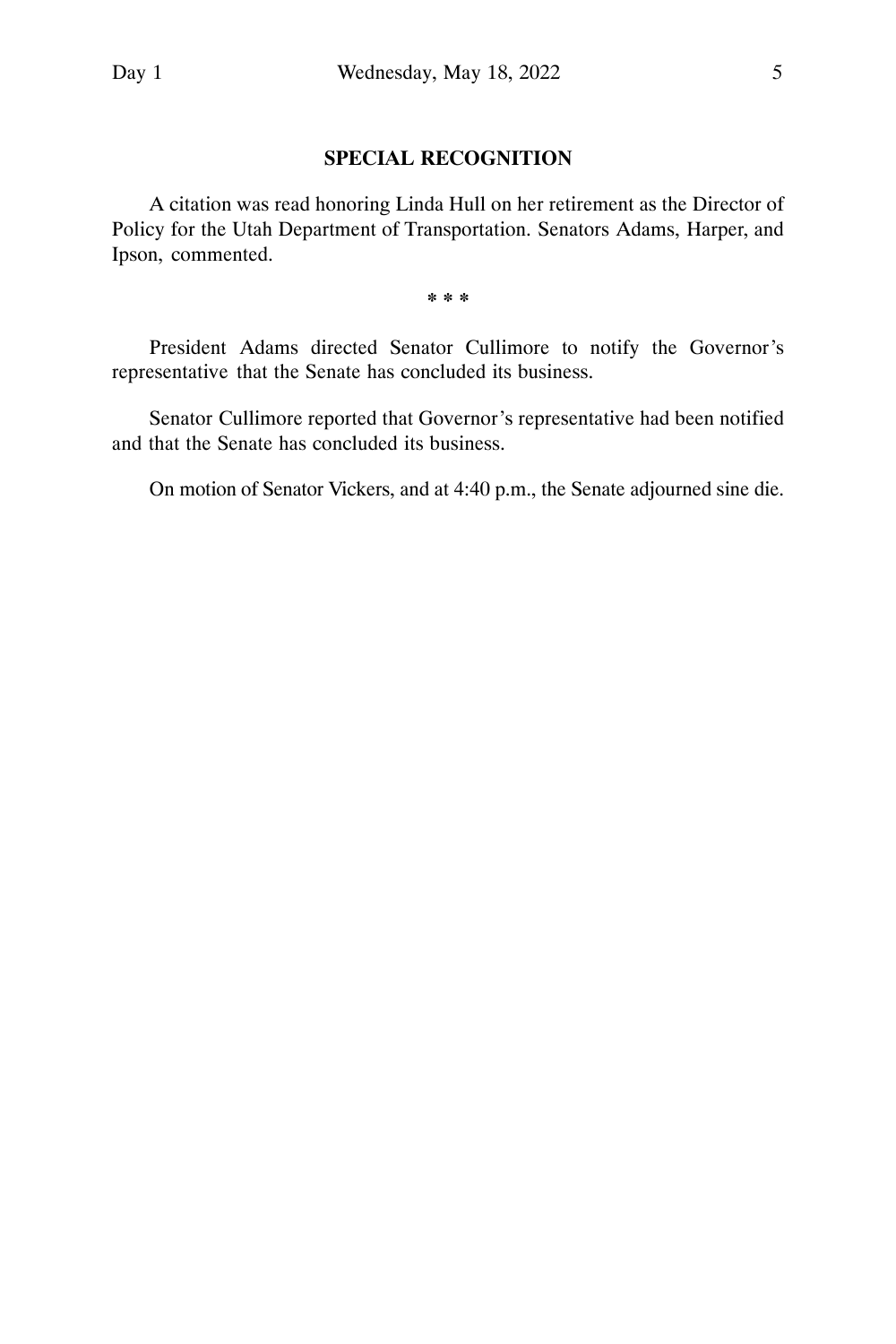## SPECIAL RECOGNITION

A citation was read honoring Linda Hull on her retirement as the Director of Policy for the Utah Department of Transportation. Senators Adams, Harper, and Ipson, commented.

\* \* \*

President Adams directed Senator Cullimore to notify the Governor's representative that the Senate has concluded its business.

Senator Cullimore reported that Governor's representative had been notified and that the Senate has concluded its business.

On motion of Senator Vickers, and at 4:40 p.m., the Senate adjourned sine die.